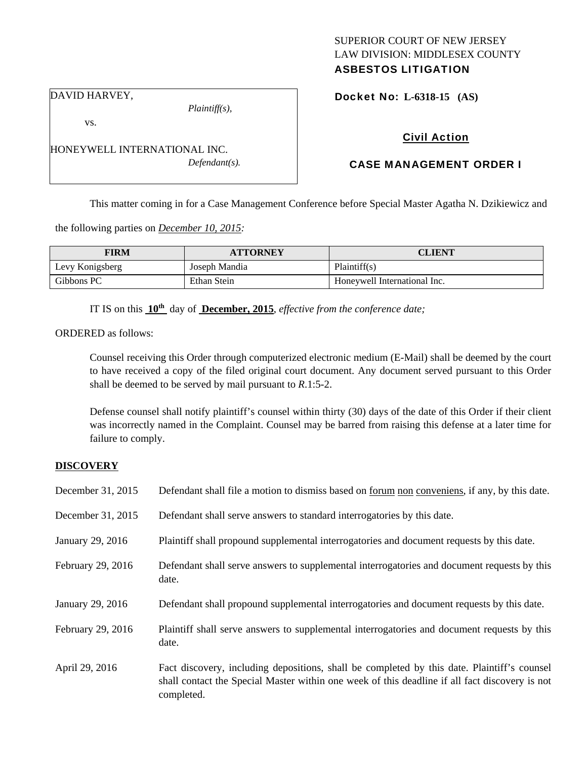SUPERIOR COURT OF NEW JERSEY
LAW DIVISION: MIDDLESEX COUNTY
**ASBESTOS LITIGATION**

DAVID HARVEY,
*Plaintiff(s),*

vs.

HONEYWELL INTERNATIONAL INC.
*Defendant(s).*

**Docket No: L-6318-15 (AS)**

**Civil Action**

**CASE MANAGEMENT ORDER I**

This matter coming in for a Case Management Conference before Special Master Agatha N. Dzikiewicz and the following parties on *December 10, 2015:*

| FIRM | ATTORNEY | CLIENT |
|---|---|---|
| Levy Konigsberg | Joseph Mandia | Plaintiff(s) |
| Gibbons PC | Ethan Stein | Honeywell International Inc. |

IT IS on this **10th** day of **December, 2015**, *effective from the conference date;*

ORDERED as follows:

Counsel receiving this Order through computerized electronic medium (E-Mail) shall be deemed by the court to have received a copy of the filed original court document. Any document served pursuant to this Order shall be deemed to be served by mail pursuant to *R*.1:5-2.

Defense counsel shall notify plaintiff's counsel within thirty (30) days of the date of this Order if their client was incorrectly named in the Complaint. Counsel may be barred from raising this defense at a later time for failure to comply.

## DISCOVERY

December 31, 2015 — Defendant shall file a motion to dismiss based on forum non conveniens, if any, by this date.

December 31, 2015 — Defendant shall serve answers to standard interrogatories by this date.

January 29, 2016 — Plaintiff shall propound supplemental interrogatories and document requests by this date.

February 29, 2016 — Defendant shall serve answers to supplemental interrogatories and document requests by this date.

January 29, 2016 — Defendant shall propound supplemental interrogatories and document requests by this date.

February 29, 2016 — Plaintiff shall serve answers to supplemental interrogatories and document requests by this date.

April 29, 2016 — Fact discovery, including depositions, shall be completed by this date. Plaintiff's counsel shall contact the Special Master within one week of this deadline if all fact discovery is not completed.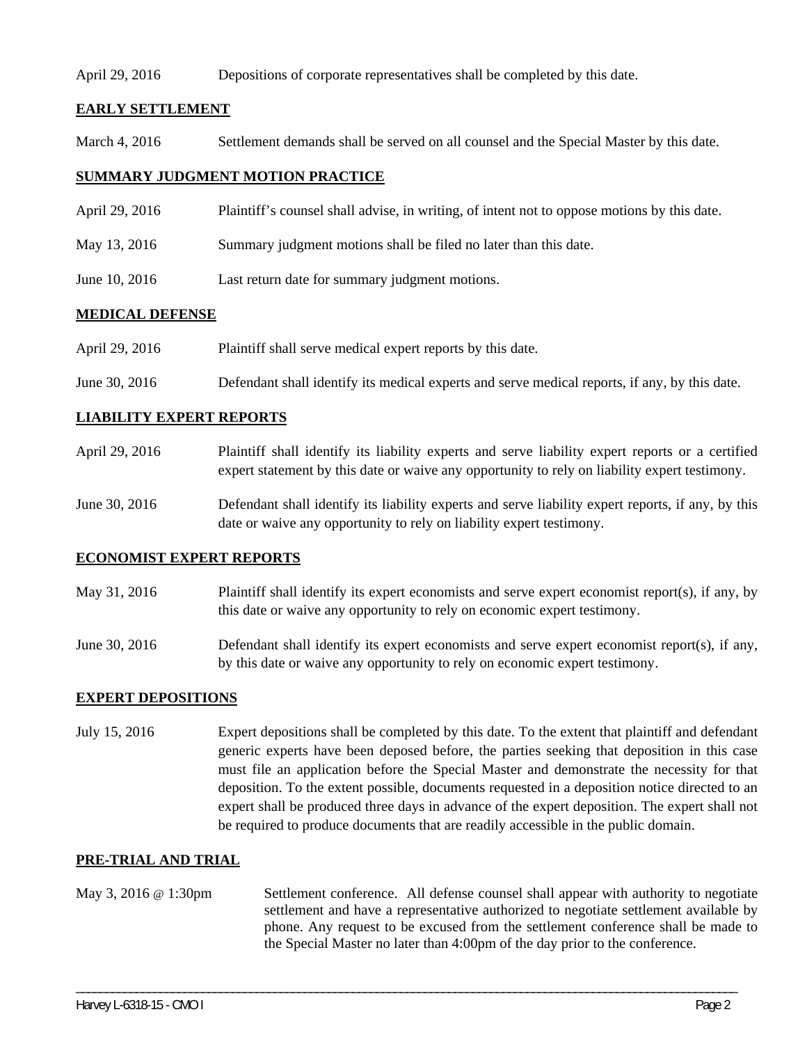April 29, 2016 Depositions of corporate representatives shall be completed by this date.

## EARLY SETTLEMENT

March 4, 2016 Settlement demands shall be served on all counsel and the Special Master by this date.

## SUMMARY JUDGMENT MOTION PRACTICE

April 29, 2016 Plaintiff's counsel shall advise, in writing, of intent not to oppose motions by this date.

May 13, 2016 Summary judgment motions shall be filed no later than this date.

June 10, 2016 Last return date for summary judgment motions.

## MEDICAL DEFENSE

April 29, 2016 Plaintiff shall serve medical expert reports by this date.

June 30, 2016 Defendant shall identify its medical experts and serve medical reports, if any, by this date.

## LIABILITY EXPERT REPORTS

April 29, 2016 Plaintiff shall identify its liability experts and serve liability expert reports or a certified expert statement by this date or waive any opportunity to rely on liability expert testimony.

June 30, 2016 Defendant shall identify its liability experts and serve liability expert reports, if any, by this date or waive any opportunity to rely on liability expert testimony.

## ECONOMIST EXPERT REPORTS

May 31, 2016 Plaintiff shall identify its expert economists and serve expert economist report(s), if any, by this date or waive any opportunity to rely on economic expert testimony.

June 30, 2016 Defendant shall identify its expert economists and serve expert economist report(s), if any, by this date or waive any opportunity to rely on economic expert testimony.

## EXPERT DEPOSITIONS

July 15, 2016 Expert depositions shall be completed by this date. To the extent that plaintiff and defendant generic experts have been deposed before, the parties seeking that deposition in this case must file an application before the Special Master and demonstrate the necessity for that deposition. To the extent possible, documents requested in a deposition notice directed to an expert shall be produced three days in advance of the expert deposition. The expert shall not be required to produce documents that are readily accessible in the public domain.

## PRE-TRIAL AND TRIAL

May 3, 2016 @ 1:30pm Settlement conference. All defense counsel shall appear with authority to negotiate settlement and have a representative authorized to negotiate settlement available by phone. Any request to be excused from the settlement conference shall be made to the Special Master no later than 4:00pm of the day prior to the conference.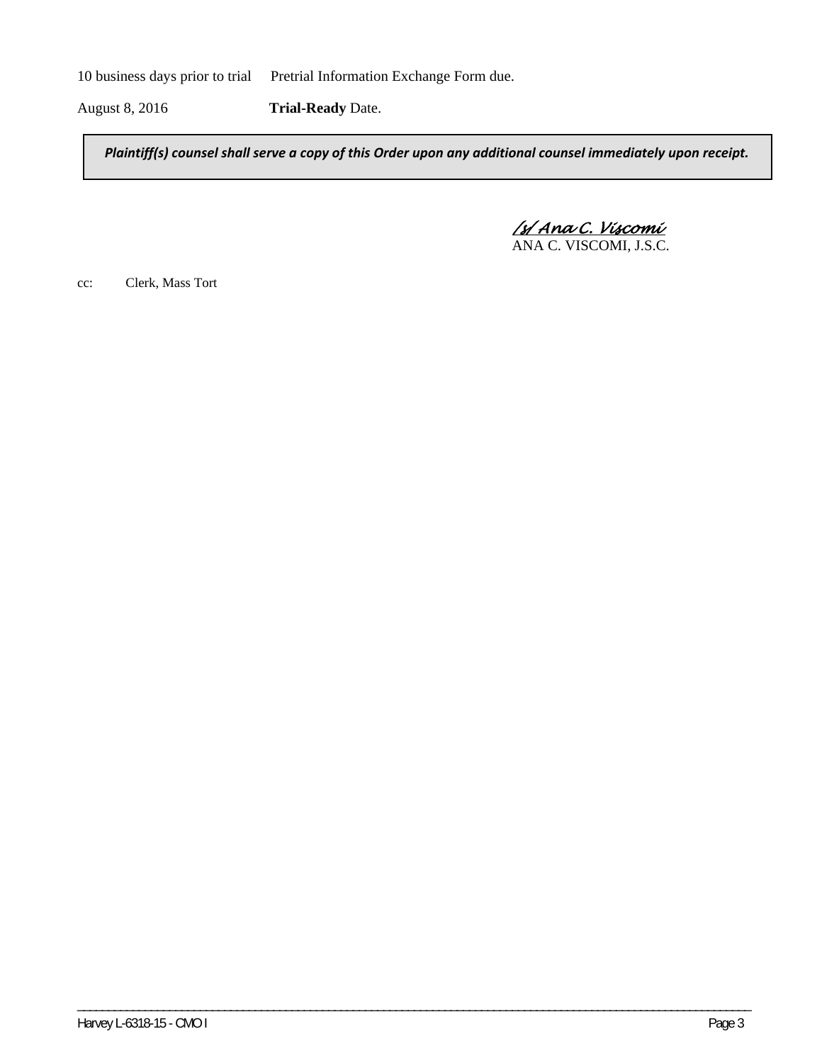| | |
|---|---|
| 10 business days prior to trial | Pretrial Information Exchange Form due. |
| August 8, 2016 | **Trial-Ready** Date. |

***Plaintiff(s) counsel shall serve a copy of this Order upon any additional counsel immediately upon receipt.***

*/s/ Ana C. Viscomi*
ANA C. VISCOMI, J.S.C.

cc: Clerk, Mass Tort